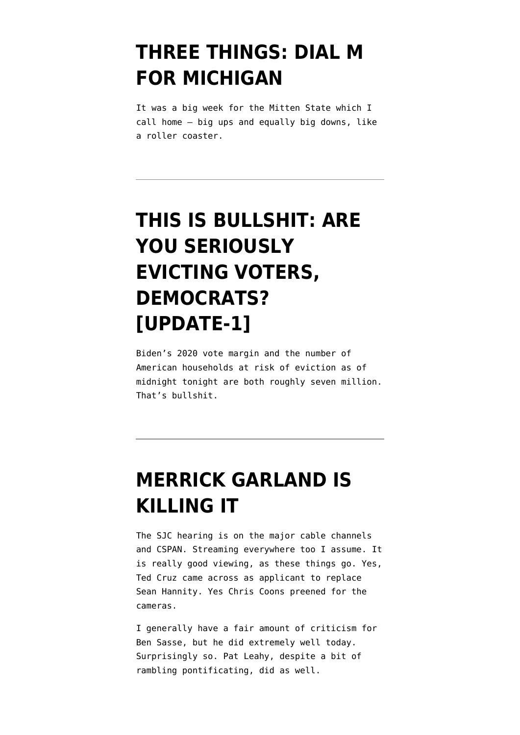# THREE THINGS: DIAL M FOR MICHIGAN

It was a big week for the Mitten State which I call home — big ups and equally big downs, like a roller coaster.

---

# THIS IS BULLSHIT: ARE YOU SERIOUSLY EVICTING VOTERS, DEMOCRATS? [UPDATE-1]

Biden's 2020 vote margin and the number of American households at risk of eviction as of midnight tonight are both roughly seven million. That's bullshit.

---

# MERRICK GARLAND IS KILLING IT

The SJC hearing is on the major cable channels and CSPAN. Streaming everywhere too I assume. It is really good viewing, as these things go. Yes, Ted Cruz came across as applicant to replace Sean Hannity. Yes Chris Coons preened for the cameras.

I generally have a fair amount of criticism for Ben Sasse, but he did extremely well today. Surprisingly so. Pat Leahy, despite a bit of rambling pontificating, did as well.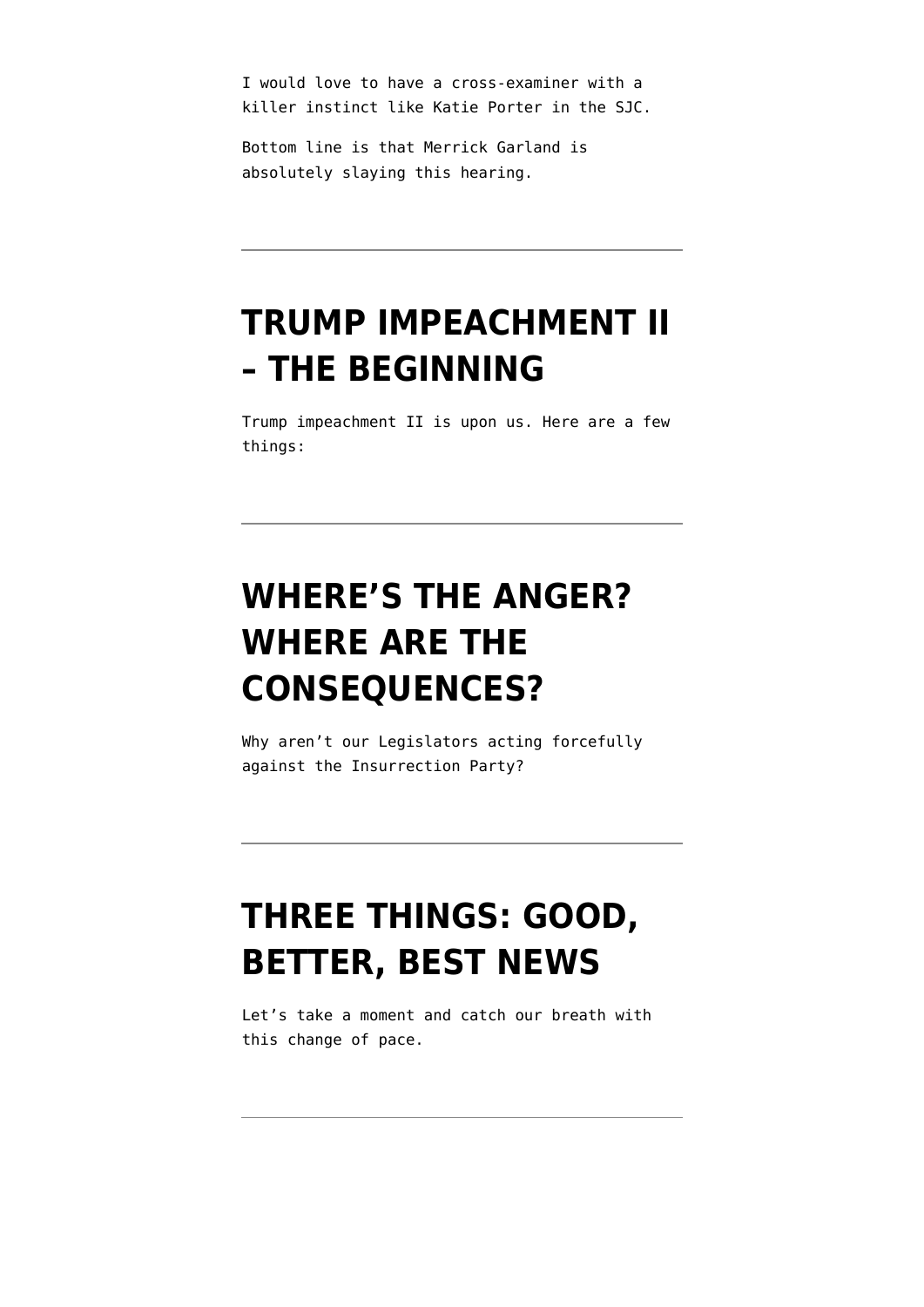I would love to have a cross-examiner with a killer instinct like Katie Porter in the SJC.

Bottom line is that Merrick Garland is absolutely slaying this hearing.

---

## TRUMP IMPEACHMENT II – THE BEGINNING

Trump impeachment II is upon us. Here are a few things:

---

## WHERE'S THE ANGER? WHERE ARE THE CONSEQUENCES?

Why aren't our Legislators acting forcefully against the Insurrection Party?

---

## THREE THINGS: GOOD, BETTER, BEST NEWS

Let's take a moment and catch our breath with this change of pace.

---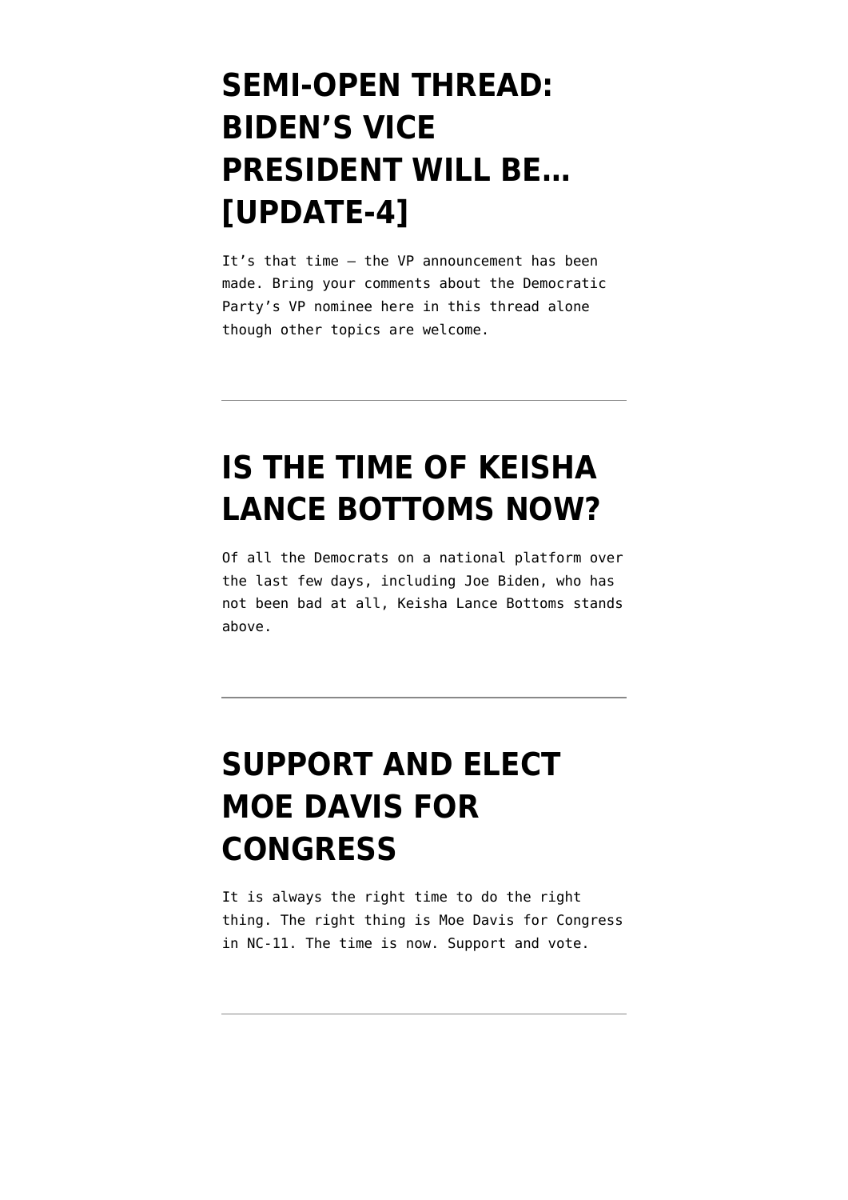# SEMI-OPEN THREAD: BIDEN'S VICE PRESIDENT WILL BE… [UPDATE-4]

It's that time — the VP announcement has been made. Bring your comments about the Democratic Party's VP nominee here in this thread alone though other topics are welcome.

---

# IS THE TIME OF KEISHA LANCE BOTTOMS NOW?

Of all the Democrats on a national platform over the last few days, including Joe Biden, who has not been bad at all, Keisha Lance Bottoms stands above.

---

# SUPPORT AND ELECT MOE DAVIS FOR CONGRESS

It is always the right time to do the right thing. The right thing is Moe Davis for Congress in NC-11. The time is now. Support and vote.

---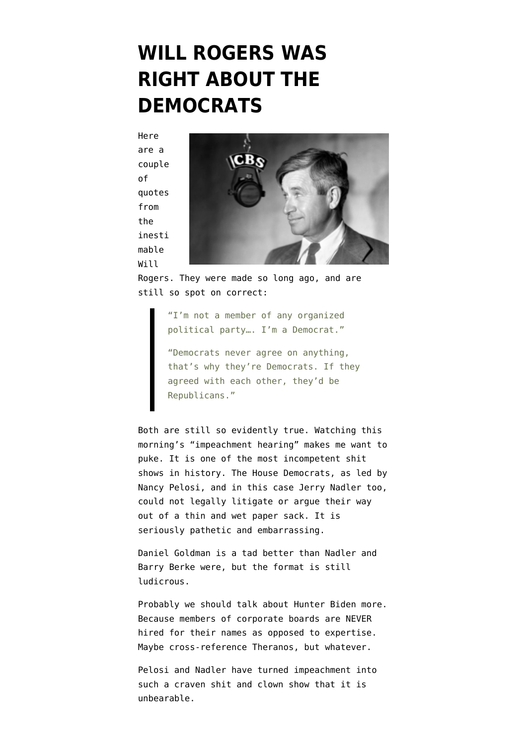# WILL ROGERS WAS RIGHT ABOUT THE DEMOCRATS

Here are a couple of quotes from the inestimable Will Rogers. They were made so long ago, and are still so spot on correct:

> "I'm not a member of any organized political party…. I'm a Democrat."
>
> "Democrats never agree on anything, that's why they're Democrats. If they agreed with each other, they'd be Republicans."

Both are still so evidently true. Watching this morning's "impeachment hearing" makes me want to puke. It is one of the most incompetent shit shows in history. The House Democrats, as led by Nancy Pelosi, and in this case Jerry Nadler too, could not legally litigate or argue their way out of a thin and wet paper sack. It is seriously pathetic and embarrassing.

Daniel Goldman is a tad better than Nadler and Barry Berke were, but the format is still ludicrous.

Probably we should talk about Hunter Biden more. Because members of corporate boards are NEVER hired for their names as opposed to expertise. Maybe cross-reference Theranos, but whatever.

Pelosi and Nadler have turned impeachment into such a craven shit and clown show that it is unbearable.